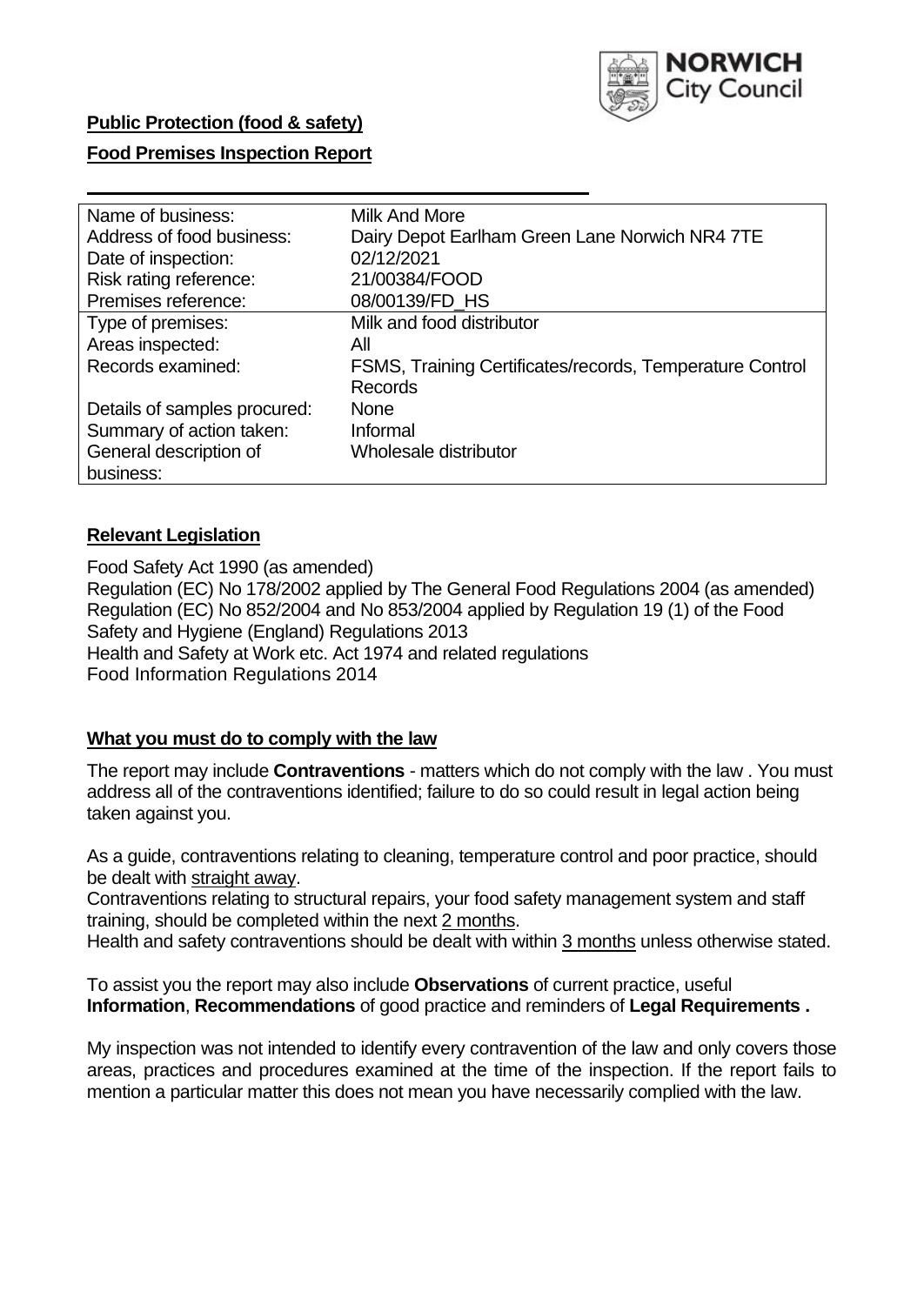**Public Protection (food & safety)**

**Food Premises Inspection Report**

| | |
|---|---|
| Name of business: | Milk And More |
| Address of food business: | Dairy Depot Earlham Green Lane Norwich NR4 7TE |
| Date of inspection: | 02/12/2021 |
| Risk rating reference: | 21/00384/FOOD |
| Premises reference: | 08/00139/FD_HS |
| Type of premises: | Milk and food distributor |
| Areas inspected: | All |
| Records examined: | FSMS, Training Certificates/records, Temperature Control Records |
| Details of samples procured: | None |
| Summary of action taken: | Informal |
| General description of business: | Wholesale distributor |

## **Relevant Legislation**

Food Safety Act 1990 (as amended)
Regulation (EC) No 178/2002 applied by The General Food Regulations 2004 (as amended)
Regulation (EC) No 852/2004 and No 853/2004 applied by Regulation 19 (1) of the Food Safety and Hygiene (England) Regulations 2013
Health and Safety at Work etc. Act 1974 and related regulations
Food Information Regulations 2014

## **What you must do to comply with the law**

The report may include **Contraventions** - matters which do not comply with the law . You must address all of the contraventions identified; failure to do so could result in legal action being taken against you.

As a guide, contraventions relating to cleaning, temperature control and poor practice, should be dealt with straight away.
Contraventions relating to structural repairs, your food safety management system and staff training, should be completed within the next 2 months.
Health and safety contraventions should be dealt with within 3 months unless otherwise stated.

To assist you the report may also include **Observations** of current practice, useful **Information**, **Recommendations** of good practice and reminders of **Legal Requirements .**

My inspection was not intended to identify every contravention of the law and only covers those areas, practices and procedures examined at the time of the inspection. If the report fails to mention a particular matter this does not mean you have necessarily complied with the law.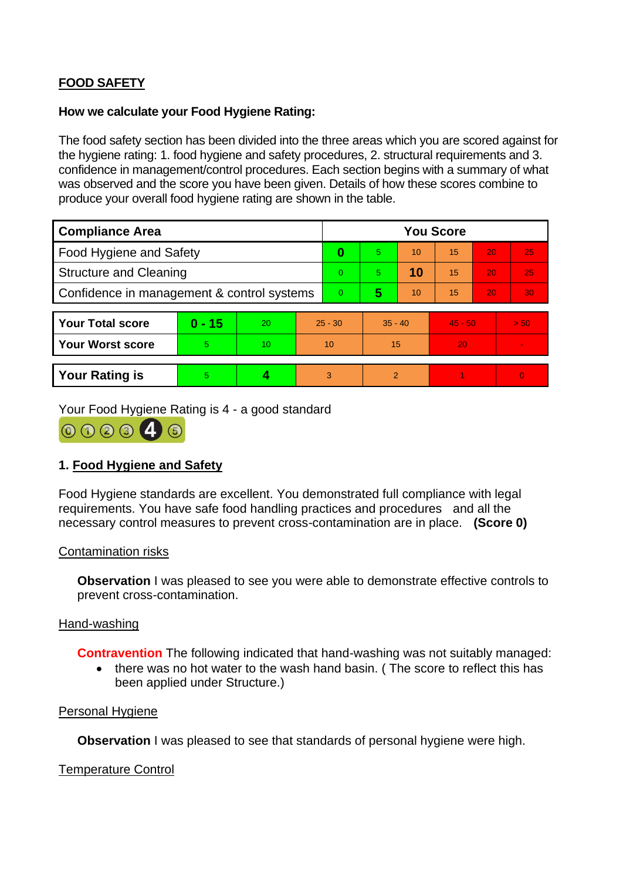## FOOD SAFETY

**How we calculate your Food Hygiene Rating:**

The food safety section has been divided into the three areas which you are scored against for the hygiene rating: 1. food hygiene and safety procedures, 2. structural requirements and 3. confidence in management/control procedures. Each section begins with a summary of what was observed and the score you have been given. Details of how these scores combine to produce your overall food hygiene rating are shown in the table.

| Compliance Area | You Score | | | | | |
|---|---|---|---|---|---|---|
| Food Hygiene and Safety | **0** | 5 | 10 | 15 | 20 | 25 |
| Structure and Cleaning | 0 | 5 | **10** | 15 | 20 | 25 |
| Confidence in management & control systems | 0 | **5** | 10 | 15 | 20 | 30 |

| | | | | | | |
|---|---|---|---|---|---|---|
| **Your Total score** | **0 - 15** | 20 | 25 - 30 | 35 - 40 | 45 - 50 | > 50 |
| **Your Worst score** | 5 | 10 | 10 | 15 | 20 | - |

| | | | | | | |
|---|---|---|---|---|---|---|
| **Your Rating is** | 5 | **4** | 3 | 2 | 1 | 0 |

Your Food Hygiene Rating is 4 - a good standard

### 1. Food Hygiene and Safety

Food Hygiene standards are excellent. You demonstrated full compliance with legal requirements. You have safe food handling practices and procedures and all the necessary control measures to prevent cross-contamination are in place. **(Score 0)**

Contamination risks

**Observation** I was pleased to see you were able to demonstrate effective controls to prevent cross-contamination.

Hand-washing

**Contravention** The following indicated that hand-washing was not suitably managed:

- there was no hot water to the wash hand basin. ( The score to reflect this has been applied under Structure.)

Personal Hygiene

**Observation** I was pleased to see that standards of personal hygiene were high.

Temperature Control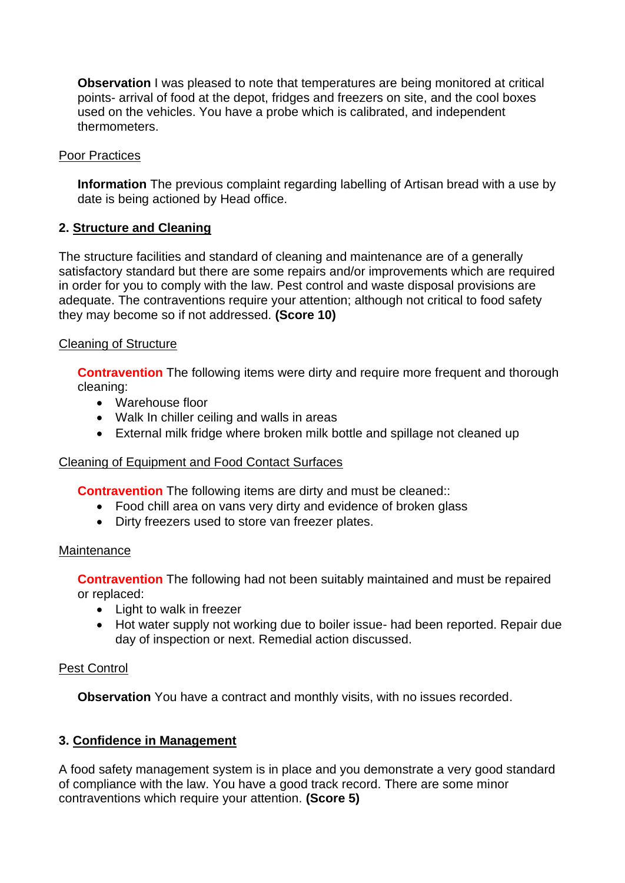**Observation** I was pleased to note that temperatures are being monitored at critical points- arrival of food at the depot, fridges and freezers on site, and the cool boxes used on the vehicles. You have a probe which is calibrated, and independent thermometers.

Poor Practices

**Information** The previous complaint regarding labelling of Artisan bread with a use by date is being actioned by Head office.

## 2. Structure and Cleaning

The structure facilities and standard of cleaning and maintenance are of a generally satisfactory standard but there are some repairs and/or improvements which are required in order for you to comply with the law. Pest control and waste disposal provisions are adequate. The contraventions require your attention; although not critical to food safety they may become so if not addressed. **(Score 10)**

Cleaning of Structure

**Contravention** The following items were dirty and require more frequent and thorough cleaning:

- Warehouse floor
- Walk In chiller ceiling and walls in areas
- External milk fridge where broken milk bottle and spillage not cleaned up

Cleaning of Equipment and Food Contact Surfaces

**Contravention** The following items are dirty and must be cleaned::

- Food chill area on vans very dirty and evidence of broken glass
- Dirty freezers used to store van freezer plates.

Maintenance

**Contravention** The following had not been suitably maintained and must be repaired or replaced:

- Light to walk in freezer
- Hot water supply not working due to boiler issue- had been reported. Repair due day of inspection or next. Remedial action discussed.

Pest Control

**Observation** You have a contract and monthly visits, with no issues recorded.

## 3. Confidence in Management

A food safety management system is in place and you demonstrate a very good standard of compliance with the law. You have a good track record. There are some minor contraventions which require your attention. **(Score 5)**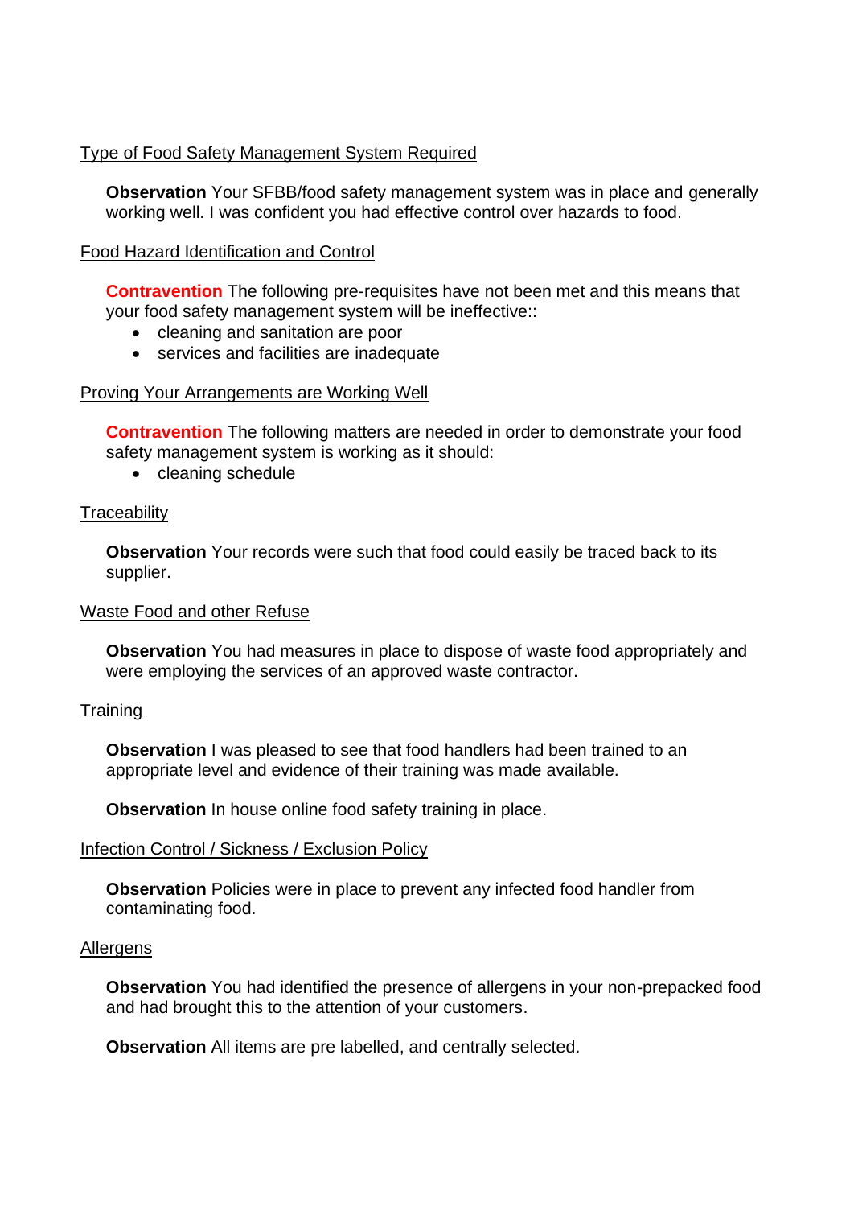Type of Food Safety Management System Required

**Observation** Your SFBB/food safety management system was in place and generally working well. I was confident you had effective control over hazards to food.

Food Hazard Identification and Control

**Contravention** The following pre-requisites have not been met and this means that your food safety management system will be ineffective::

- cleaning and sanitation are poor
- services and facilities are inadequate

Proving Your Arrangements are Working Well

**Contravention** The following matters are needed in order to demonstrate your food safety management system is working as it should:

- cleaning schedule

Traceability

**Observation** Your records were such that food could easily be traced back to its supplier.

Waste Food and other Refuse

**Observation** You had measures in place to dispose of waste food appropriately and were employing the services of an approved waste contractor.

Training

**Observation** I was pleased to see that food handlers had been trained to an appropriate level and evidence of their training was made available.

**Observation** In house online food safety training in place.

Infection Control / Sickness / Exclusion Policy

**Observation** Policies were in place to prevent any infected food handler from contaminating food.

Allergens

**Observation** You had identified the presence of allergens in your non-prepacked food and had brought this to the attention of your customers.

**Observation** All items are pre labelled, and centrally selected.